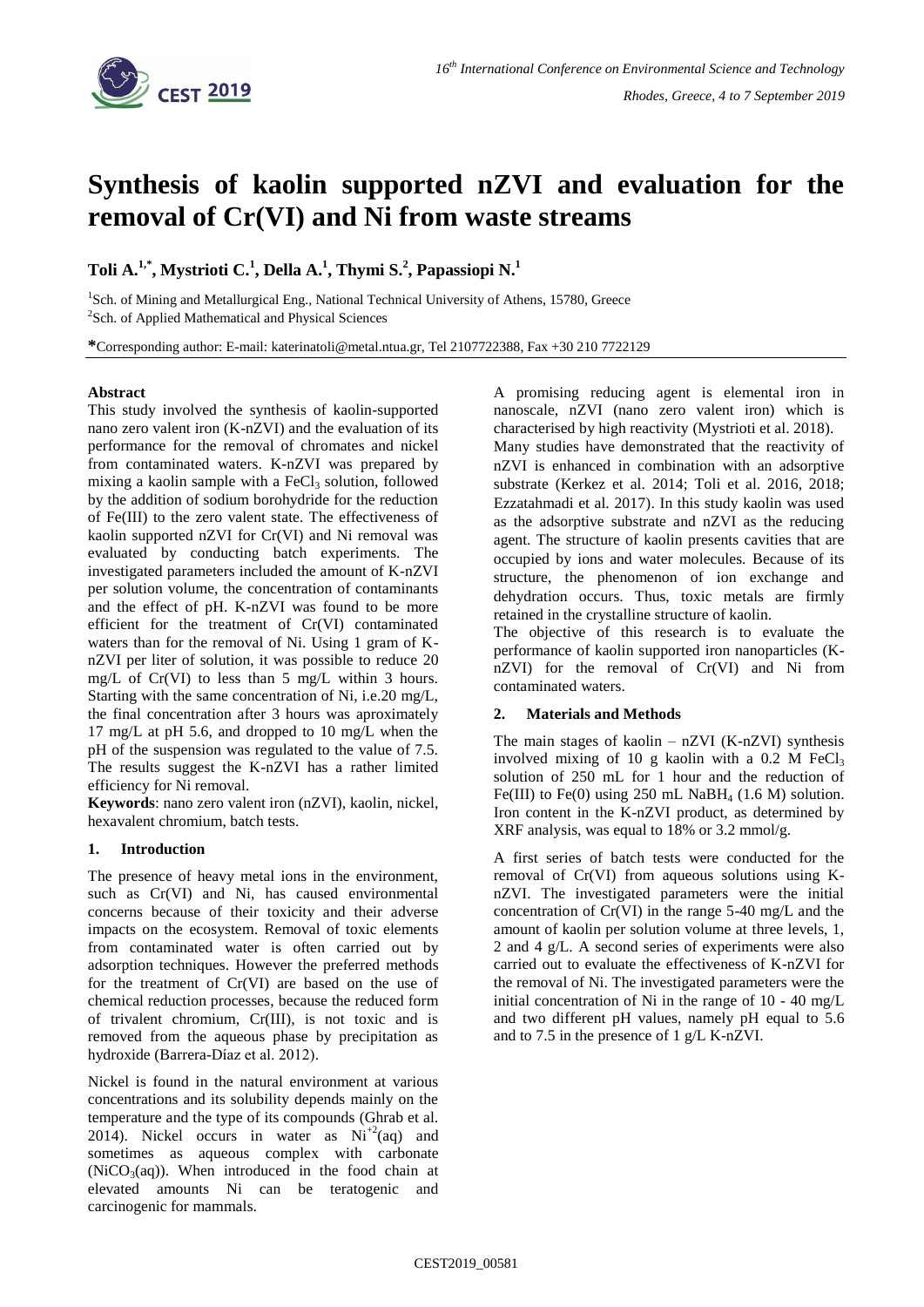# Synthesis of kaolin supported nZVI and evaluation for the removal of Cr(VI) and Ni from waste streams

**Toli A.[1,*], Mystrioti C.[1], Della A.[1], Thymi S.[2], Papassiopi N.[1]**

[1]Sch. of Mining and Metallurgical Eng., National Technical University of Athens, 15780, Greece
[2]Sch. of Applied Mathematical and Physical Sciences

**\***Corresponding author: E-mail: katerinatoli@metal.ntua.gr, Tel 2107722388, Fax +30 210 7722129

### Abstract

This study involved the synthesis of kaolin-supported nano zero valent iron (K-nZVI) and the evaluation of its performance for the removal of chromates and nickel from contaminated waters. K-nZVI was prepared by mixing a kaolin sample with a $FeCl_3$ solution, followed by the addition of sodium borohydride for the reduction of Fe(III) to the zero valent state. The effectiveness of kaolin supported nZVI for Cr(VI) and Ni removal was evaluated by conducting batch experiments. The investigated parameters included the amount of K-nZVI per solution volume, the concentration of contaminants and the effect of pH. K-nZVI was found to be more efficient for the treatment of Cr(VI) contaminated waters than for the removal of Ni. Using 1 gram of K-nZVI per liter of solution, it was possible to reduce 20 mg/L of Cr(VI) to less than 5 mg/L within 3 hours. Starting with the same concentration of Ni, i.e.20 mg/L, the final concentration after 3 hours was aproximately 17 mg/L at pH 5.6, and dropped to 10 mg/L when the pH of the suspension was regulated to the value of 7.5. The results suggest the K-nZVI has a rather limited efficiency for Ni removal.

**Keywords**: nano zero valent iron (nZVI), kaolin, nickel, hexavalent chromium, batch tests.

## 1. Introduction

The presence of heavy metal ions in the environment, such as Cr(VI) and Ni, has caused environmental concerns because of their toxicity and their adverse impacts on the ecosystem. Removal of toxic elements from contaminated water is often carried out by adsorption techniques. However the preferred methods for the treatment of Cr(VI) are based on the use of chemical reduction processes, because the reduced form of trivalent chromium, Cr(III), is not toxic and is removed from the aqueous phase by precipitation as hydroxide (Barrera-Díaz et al. 2012).

Nickel is found in the natural environment at various concentrations and its solubility depends mainly on the temperature and the type of its compounds (Ghrab et al. 2014). Nickel occurs in water as $Ni^{+2}$(aq) and sometimes as aqueous complex with carbonate ($NiCO_3$(aq)). When introduced in the food chain at elevated amounts Ni can be teratogenic and carcinogenic for mammals.

A promising reducing agent is elemental iron in nanoscale, nZVI (nano zero valent iron) which is characterised by high reactivity (Mystrioti et al. 2018). Many studies have demonstrated that the reactivity of nZVI is enhanced in combination with an adsorptive substrate (Kerkez et al. 2014; Toli et al. 2016, 2018; Ezzatahmadi et al. 2017). In this study kaolin was used as the adsorptive substrate and nZVI as the reducing agent. The structure of kaolin presents cavities that are occupied by ions and water molecules. Because of its structure, the phenomenon of ion exchange and dehydration occurs. Thus, toxic metals are firmly retained in the crystalline structure of kaolin.

The objective of this research is to evaluate the performance of kaolin supported iron nanoparticles (K-nZVI) for the removal of Cr(VI) and Ni from contaminated waters.

## 2. Materials and Methods

The main stages of kaolin – nZVI (K-nZVI) synthesis involved mixing of 10 g kaolin with a 0.2 M $FeCl_3$ solution of 250 mL for 1 hour and the reduction of Fe(III) to Fe(0) using 250 mL $NaBH_4$ (1.6 M) solution. Iron content in the K-nZVI product, as determined by XRF analysis, was equal to 18% or 3.2 mmol/g.

A first series of batch tests were conducted for the removal of Cr(VI) from aqueous solutions using K-nZVI. The investigated parameters were the initial concentration of Cr(VI) in the range 5-40 mg/L and the amount of kaolin per solution volume at three levels, 1, 2 and 4 g/L. A second series of experiments were also carried out to evaluate the effectiveness of K-nZVI for the removal of Ni. The investigated parameters were the initial concentration of Ni in the range of 10 - 40 mg/L and two different pH values, namely pH equal to 5.6 and to 7.5 in the presence of 1 g/L K-nZVI.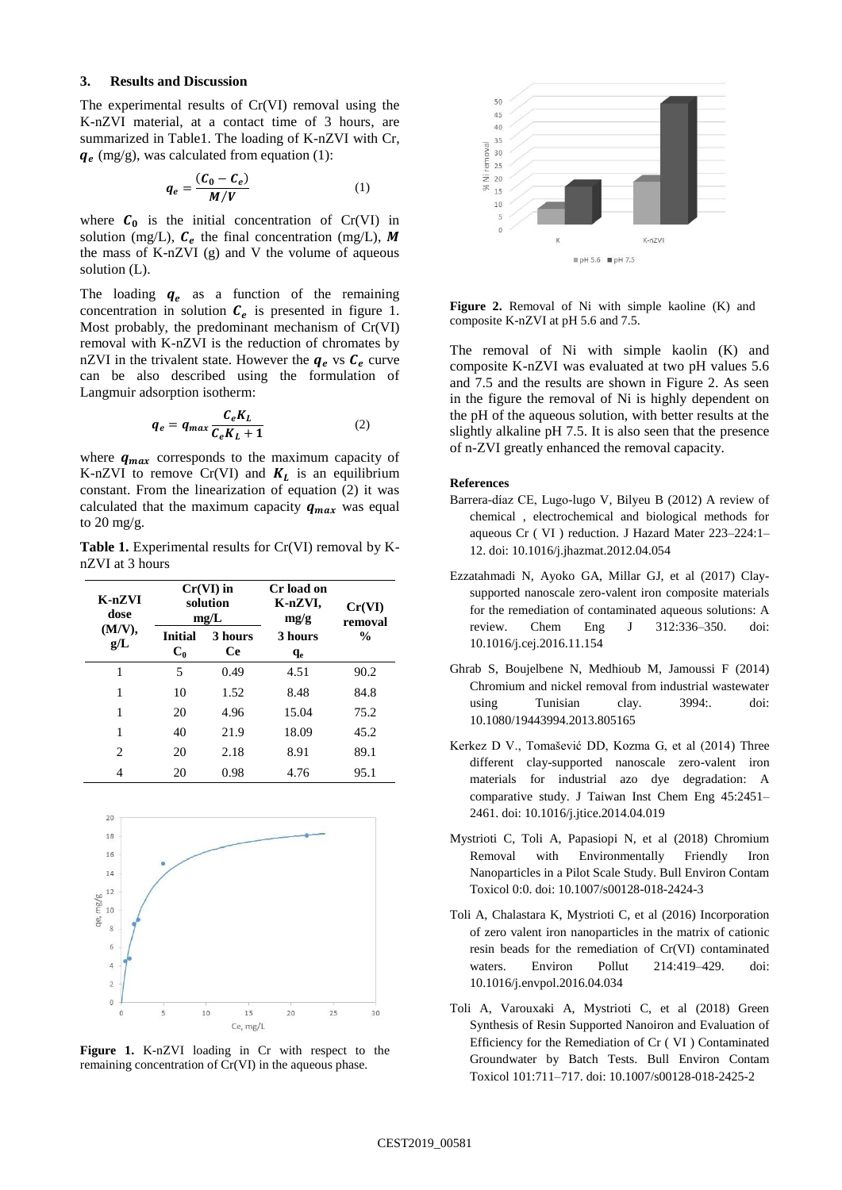## 3. Results and Discussion

The experimental results of Cr(VI) removal using the K-nZVI material, at a contact time of 3 hours, are summarized in Table1. The loading of K-nZVI with Cr, $q_e$ (mg/g), was calculated from equation (1):

$$q_e = \frac{(C_0 - C_e)}{M/V} \tag{1}$$

where $C_0$ is the initial concentration of Cr(VI) in solution (mg/L), $C_e$ the final concentration (mg/L), $M$ the mass of K-nZVI (g) and V the volume of aqueous solution (L).

The loading $q_e$ as a function of the remaining concentration in solution $C_e$ is presented in figure 1. Most probably, the predominant mechanism of Cr(VI) removal with K-nZVI is the reduction of chromates by nZVI in the trivalent state. However the $q_e$ vs $C_e$ curve can be also described using the formulation of Langmuir adsorption isotherm:

$$q_e = q_{max}\frac{C_e K_L}{C_e K_L + 1} \tag{2}$$

where $q_{max}$ corresponds to the maximum capacity of K-nZVI to remove Cr(VI) and $K_L$ is an equilibrium constant. From the linearization of equation (2) it was calculated that the maximum capacity $q_{max}$ was equal to 20 mg/g.

**Table 1.** Experimental results for Cr(VI) removal by K-nZVI at 3 hours

| K-nZVI dose (M/V), g/L | Cr(VI) in solution mg/L | | Cr load on K-nZVI, mg/g | Cr(VI) removal % |
|---|---|---|---|---|
| | Initial $C_0$ | 3 hours Ce | 3 hours $q_e$ | |
| 1 | 5 | 0.49 | 4.51 | 90.2 |
| 1 | 10 | 1.52 | 8.48 | 84.8 |
| 1 | 20 | 4.96 | 15.04 | 75.2 |
| 1 | 40 | 21.9 | 18.09 | 45.2 |
| 2 | 20 | 2.18 | 8.91 | 89.1 |
| 4 | 20 | 0.98 | 4.76 | 95.1 |

qe, mg/g
0 2 4 6 8 10 12 14 16 18 20
0 5 10 15 20 25 30
Ce, mg/L

**Figure 1.** K-nZVI loading in Cr with respect to the remaining concentration of Cr(VI) in the aqueous phase.

% Ni removal
0 5 10 15 20 25 30 35 40 45 50
K K-nZVI
■ pH 5.6 ■ pH 7.5

**Figure 2.** Removal of Ni with simple kaoline (K) and composite K-nZVI at pH 5.6 and 7.5.

The removal of Ni with simple kaolin (K) and composite K-nZVI was evaluated at two pH values 5.6 and 7.5 and the results are shown in Figure 2. As seen in the figure the removal of Ni is highly dependent on the pH of the aqueous solution, with better results at the slightly alkaline pH 7.5. It is also seen that the presence of n-ZVI greatly enhanced the removal capacity.

## References

Barrera-díaz CE, Lugo-lugo V, Bilyeu B (2012) A review of chemical , electrochemical and biological methods for aqueous Cr ( VI ) reduction. J Hazard Mater 223–224:1–12. doi: 10.1016/j.jhazmat.2012.04.054

Ezzatahmadi N, Ayoko GA, Millar GJ, et al (2017) Clay-supported nanoscale zero-valent iron composite materials for the remediation of contaminated aqueous solutions: A review. Chem Eng J 312:336–350. doi: 10.1016/j.cej.2016.11.154

Ghrab S, Boujelbene N, Medhioub M, Jamoussi F (2014) Chromium and nickel removal from industrial wastewater using Tunisian clay. 3994:. doi: 10.1080/19443994.2013.805165

Kerkez D V., Tomašević DD, Kozma G, et al (2014) Three different clay-supported nanoscale zero-valent iron materials for industrial azo dye degradation: A comparative study. J Taiwan Inst Chem Eng 45:2451–2461. doi: 10.1016/j.jtice.2014.04.019

Mystrioti C, Toli A, Papasiopi N, et al (2018) Chromium Removal with Environmentally Friendly Iron Nanoparticles in a Pilot Scale Study. Bull Environ Contam Toxicol 0:0. doi: 10.1007/s00128-018-2424-3

Toli A, Chalastara K, Mystrioti C, et al (2016) Incorporation of zero valent iron nanoparticles in the matrix of cationic resin beads for the remediation of Cr(VI) contaminated waters. Environ Pollut 214:419–429. doi: 10.1016/j.envpol.2016.04.034

Toli A, Varouxaki A, Mystrioti C, et al (2018) Green Synthesis of Resin Supported Nanoiron and Evaluation of Efficiency for the Remediation of Cr ( VI ) Contaminated Groundwater by Batch Tests. Bull Environ Contam Toxicol 101:711–717. doi: 10.1007/s00128-018-2425-2